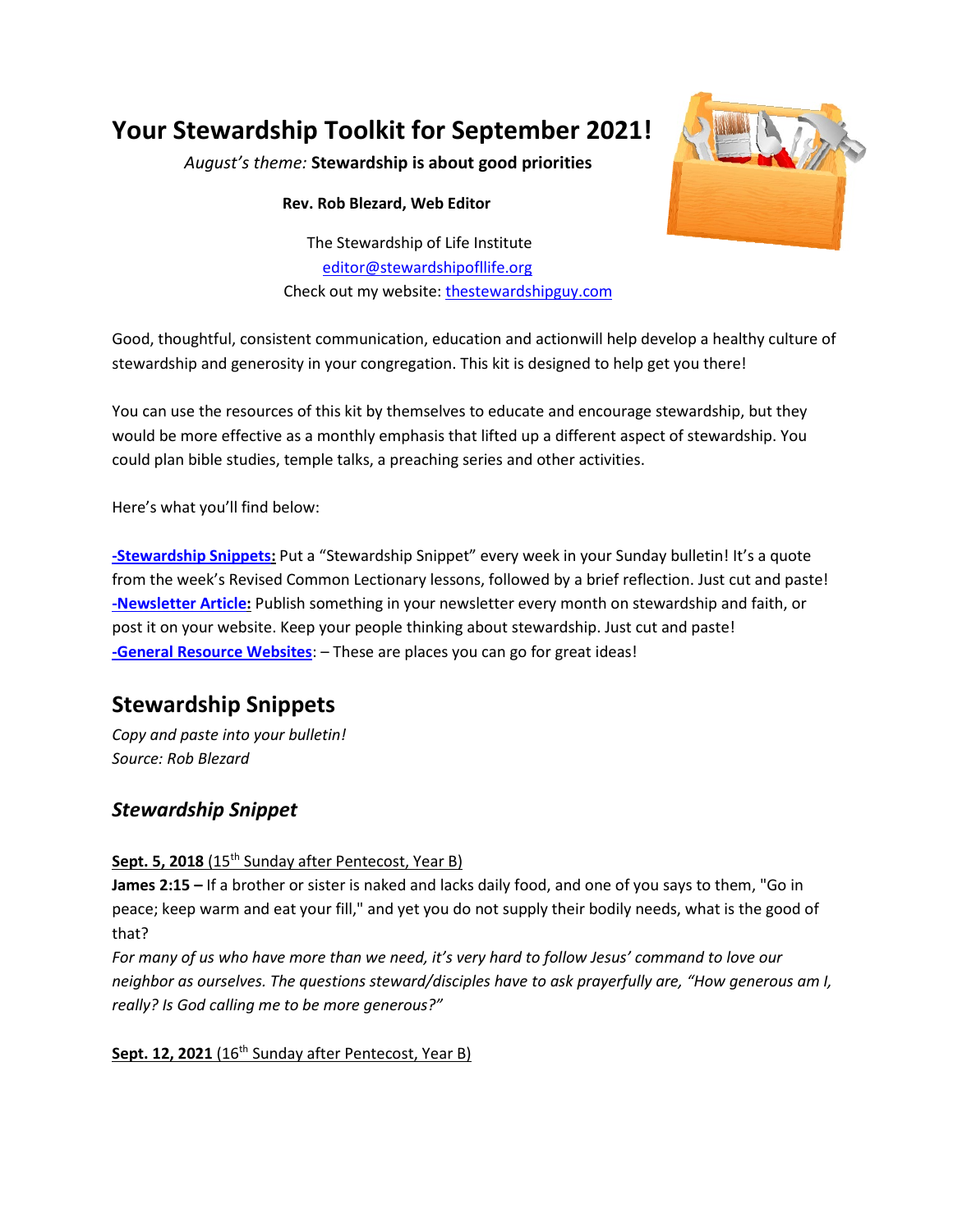# Your Stewardship Toolkit for September 2021!

*August's theme:* **Stewardship is about good priorities**

**Rev. Rob Blezard, Web Editor**

The Stewardship of Life Institute
editor@stewardshipofllife.org
Check out my website: thestewardshipguy.com

Good, thoughtful, consistent communication, education and actionwill help develop a healthy culture of stewardship and generosity in your congregation. This kit is designed to help get you there!

You can use the resources of this kit by themselves to educate and encourage stewardship, but they would be more effective as a monthly emphasis that lifted up a different aspect of stewardship. You could plan bible studies, temple talks, a preaching series and other activities.

Here's what you'll find below:

**-Stewardship Snippets:** Put a "Stewardship Snippet" every week in your Sunday bulletin! It's a quote from the week's Revised Common Lectionary lessons, followed by a brief reflection. Just cut and paste!
**-Newsletter Article:** Publish something in your newsletter every month on stewardship and faith, or post it on your website. Keep your people thinking about stewardship. Just cut and paste!
**-General Resource Websites**: – These are places you can go for great ideas!

## Stewardship Snippets

*Copy and paste into your bulletin!*
*Source: Rob Blezard*

### *Stewardship Snippet*

**Sept. 5, 2018** (15th Sunday after Pentecost, Year B)
**James 2:15 –** If a brother or sister is naked and lacks daily food, and one of you says to them, "Go in peace; keep warm and eat your fill," and yet you do not supply their bodily needs, what is the good of that?
*For many of us who have more than we need, it's very hard to follow Jesus' command to love our neighbor as ourselves. The questions steward/disciples have to ask prayerfully are, "How generous am I, really? Is God calling me to be more generous?"*

**Sept. 12, 2021** (16th Sunday after Pentecost, Year B)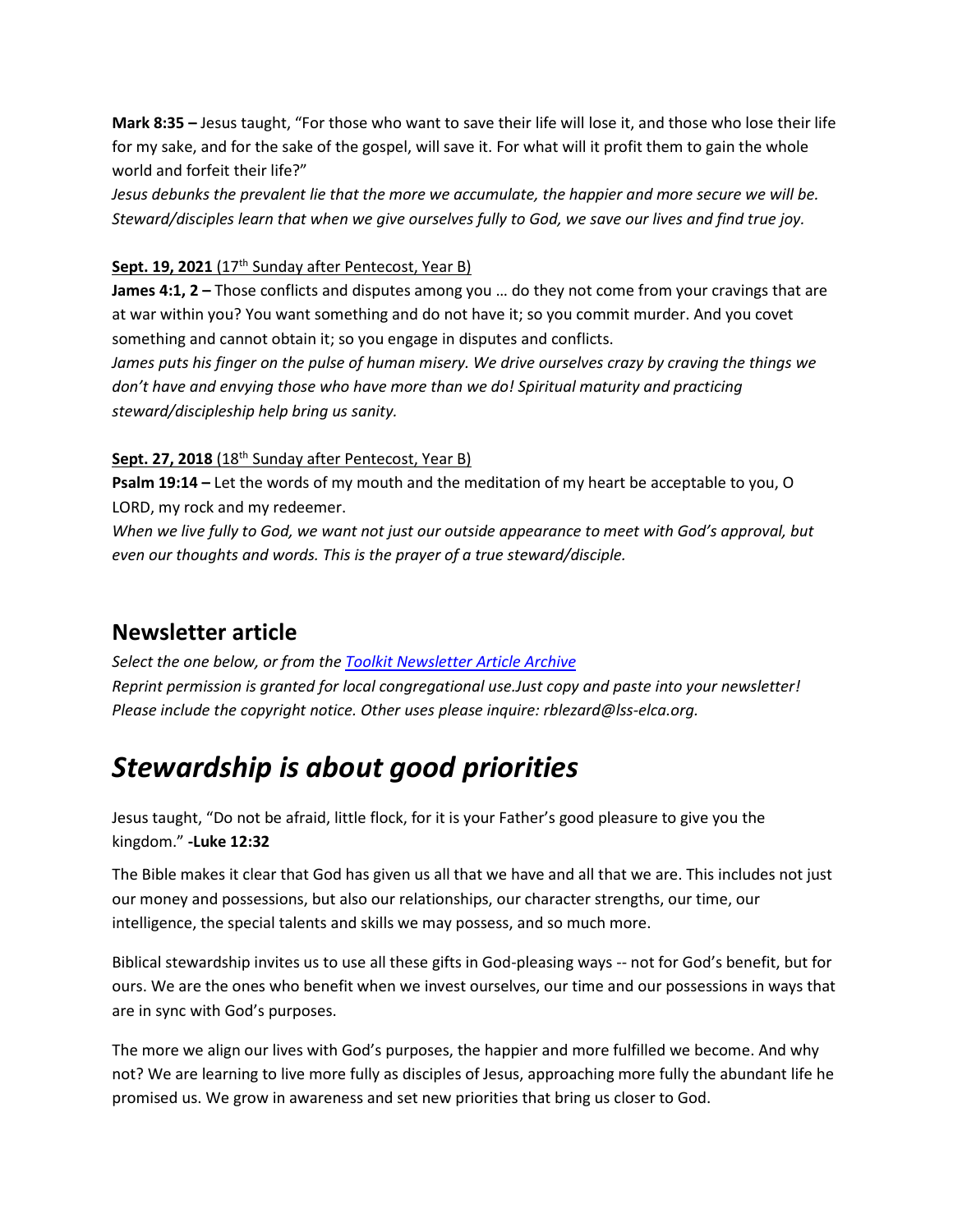**Mark 8:35 –** Jesus taught, "For those who want to save their life will lose it, and those who lose their life for my sake, and for the sake of the gospel, will save it. For what will it profit them to gain the whole world and forfeit their life?"

*Jesus debunks the prevalent lie that the more we accumulate, the happier and more secure we will be. Steward/disciples learn that when we give ourselves fully to God, we save our lives and find true joy.*

**Sept. 19, 2021** (17th Sunday after Pentecost, Year B)

**James 4:1, 2 –** Those conflicts and disputes among you … do they not come from your cravings that are at war within you? You want something and do not have it; so you commit murder. And you covet something and cannot obtain it; so you engage in disputes and conflicts.

*James puts his finger on the pulse of human misery. We drive ourselves crazy by craving the things we don't have and envying those who have more than we do! Spiritual maturity and practicing steward/discipleship help bring us sanity.*

**Sept. 27, 2018** (18th Sunday after Pentecost, Year B)

**Psalm 19:14 –** Let the words of my mouth and the meditation of my heart be acceptable to you, O LORD, my rock and my redeemer.

*When we live fully to God, we want not just our outside appearance to meet with God's approval, but even our thoughts and words. This is the prayer of a true steward/disciple.*

## Newsletter article

*Select the one below, or from the [Toolkit Newsletter Article Archive](#)*

*Reprint permission is granted for local congregational use.Just copy and paste into your newsletter! Please include the copyright notice. Other uses please inquire: rblezard@lss-elca.org.*

# *Stewardship is about good priorities*

Jesus taught, "Do not be afraid, little flock, for it is your Father's good pleasure to give you the kingdom." **-Luke 12:32**

The Bible makes it clear that God has given us all that we have and all that we are. This includes not just our money and possessions, but also our relationships, our character strengths, our time, our intelligence, the special talents and skills we may possess, and so much more.

Biblical stewardship invites us to use all these gifts in God-pleasing ways -- not for God's benefit, but for ours. We are the ones who benefit when we invest ourselves, our time and our possessions in ways that are in sync with God's purposes.

The more we align our lives with God's purposes, the happier and more fulfilled we become. And why not? We are learning to live more fully as disciples of Jesus, approaching more fully the abundant life he promised us. We grow in awareness and set new priorities that bring us closer to God.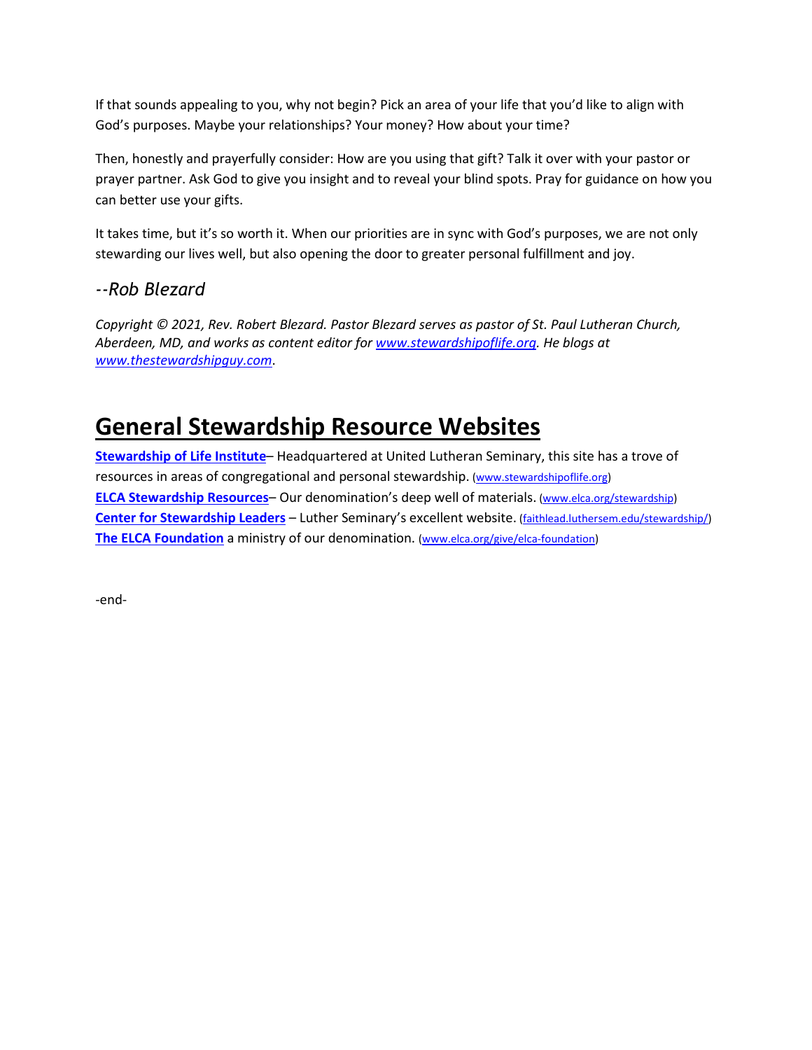If that sounds appealing to you, why not begin? Pick an area of your life that you'd like to align with God's purposes. Maybe your relationships? Your money? How about your time?

Then, honestly and prayerfully consider: How are you using that gift? Talk it over with your pastor or prayer partner. Ask God to give you insight and to reveal your blind spots. Pray for guidance on how you can better use your gifts.

It takes time, but it's so worth it. When our priorities are in sync with God's purposes, we are not only stewarding our lives well, but also opening the door to greater personal fulfillment and joy.

### *--Rob Blezard*

*Copyright © 2021, Rev. Robert Blezard. Pastor Blezard serves as pastor of St. Paul Lutheran Church, Aberdeen, MD, and works as content editor for [www.stewardshipoflife.org](http://www.stewardshipoflife.org). He blogs at [www.thestewardshipguy.com](http://www.thestewardshipguy.com).*

# General Stewardship Resource Websites

**Stewardship of Life Institute**– Headquartered at United Lutheran Seminary, this site has a trove of resources in areas of congregational and personal stewardship. (www.stewardshipoflife.org)
**ELCA Stewardship Resources**– Our denomination's deep well of materials. (www.elca.org/stewardship)
**Center for Stewardship Leaders** – Luther Seminary's excellent website. (faithlead.luthersem.edu/stewardship/)
**The ELCA Foundation** a ministry of our denomination. (www.elca.org/give/elca-foundation)

-end-